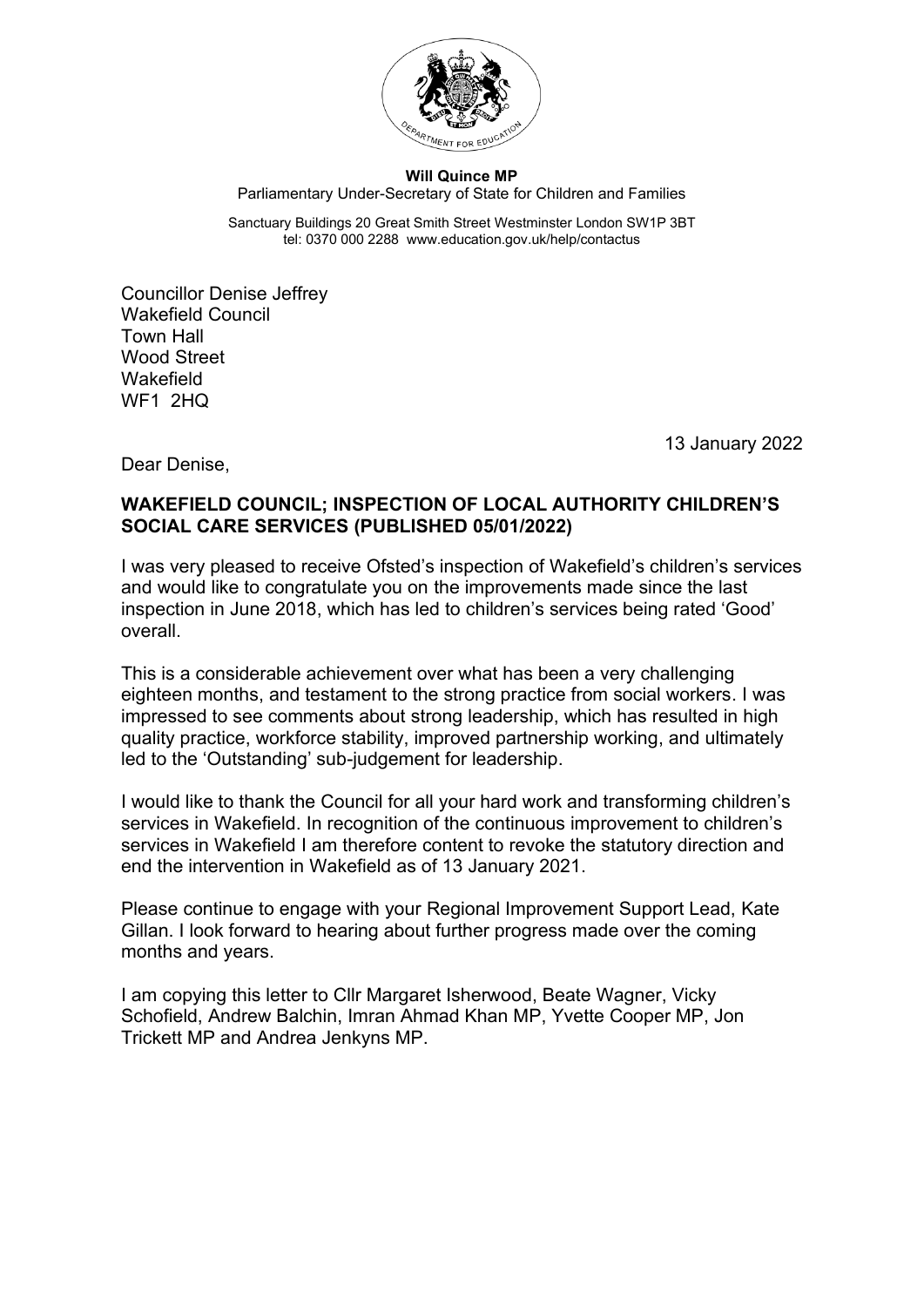**Will Quince MP**
Parliamentary Under-Secretary of State for Children and Families

Sanctuary Buildings 20 Great Smith Street Westminster London SW1P 3BT
tel: 0370 000 2288 www.education.gov.uk/help/contactus

Councillor Denise Jeffrey
Wakefield Council
Town Hall
Wood Street
Wakefield
WF1 2HQ

13 January 2022

Dear Denise,

**WAKEFIELD COUNCIL; INSPECTION OF LOCAL AUTHORITY CHILDREN'S SOCIAL CARE SERVICES (PUBLISHED 05/01/2022)**

I was very pleased to receive Ofsted's inspection of Wakefield's children's services and would like to congratulate you on the improvements made since the last inspection in June 2018, which has led to children's services being rated 'Good' overall.

This is a considerable achievement over what has been a very challenging eighteen months, and testament to the strong practice from social workers. I was impressed to see comments about strong leadership, which has resulted in high quality practice, workforce stability, improved partnership working, and ultimately led to the 'Outstanding' sub-judgement for leadership.

I would like to thank the Council for all your hard work and transforming children's services in Wakefield. In recognition of the continuous improvement to children's services in Wakefield I am therefore content to revoke the statutory direction and end the intervention in Wakefield as of 13 January 2021.

Please continue to engage with your Regional Improvement Support Lead, Kate Gillan. I look forward to hearing about further progress made over the coming months and years.

I am copying this letter to Cllr Margaret Isherwood, Beate Wagner, Vicky Schofield, Andrew Balchin, Imran Ahmad Khan MP, Yvette Cooper MP, Jon Trickett MP and Andrea Jenkyns MP.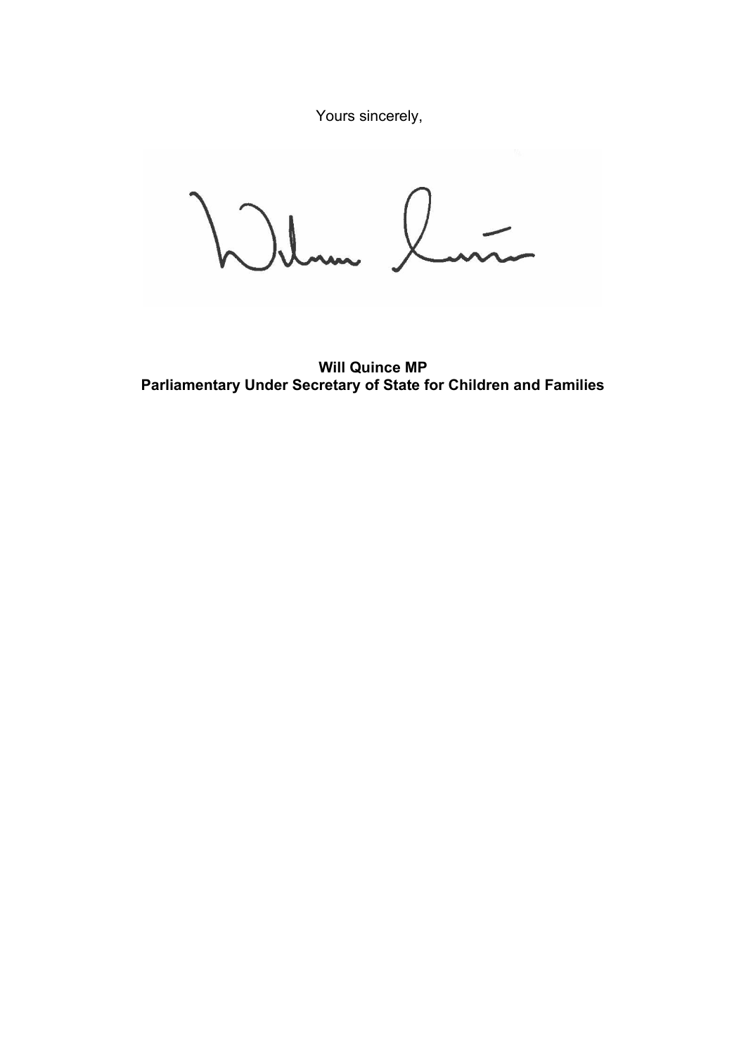Yours sincerely,

**Will Quince MP**
**Parliamentary Under Secretary of State for Children and Families**